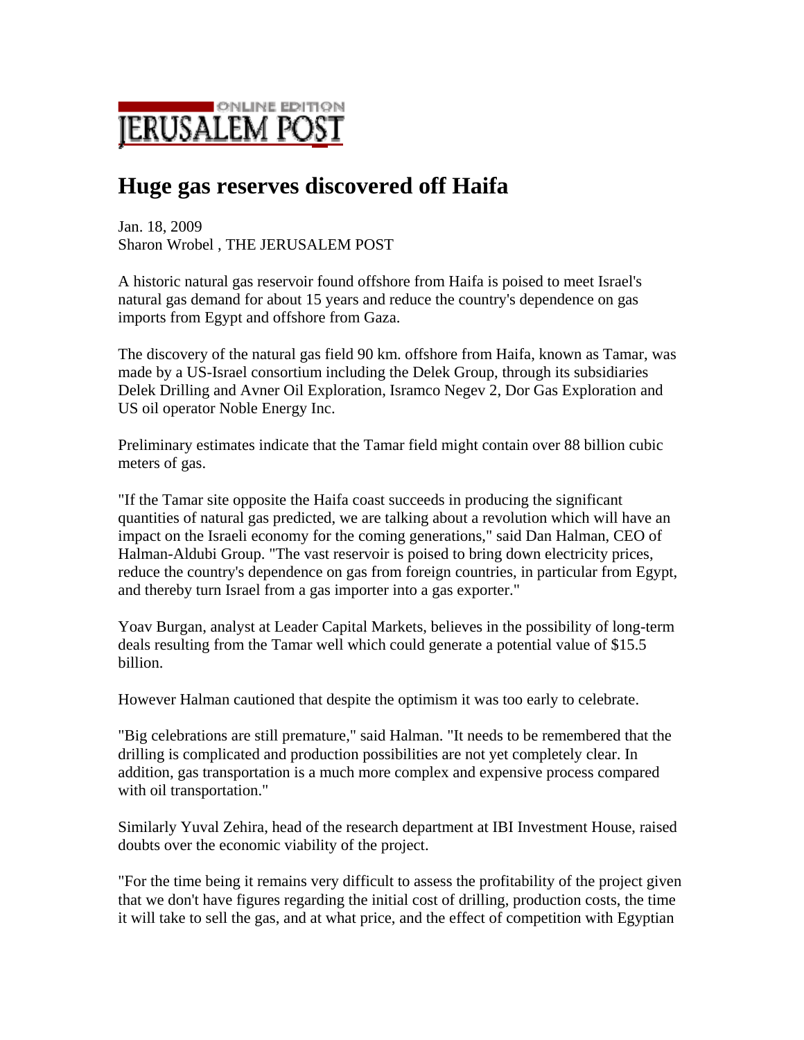JERUSALEM POST ONLINE EDITION

# Huge gas reserves discovered off Haifa

Jan. 18, 2009
Sharon Wrobel , THE JERUSALEM POST

A historic natural gas reservoir found offshore from Haifa is poised to meet Israel's natural gas demand for about 15 years and reduce the country's dependence on gas imports from Egypt and offshore from Gaza.

The discovery of the natural gas field 90 km. offshore from Haifa, known as Tamar, was made by a US-Israel consortium including the Delek Group, through its subsidiaries Delek Drilling and Avner Oil Exploration, Isramco Negev 2, Dor Gas Exploration and US oil operator Noble Energy Inc.

Preliminary estimates indicate that the Tamar field might contain over 88 billion cubic meters of gas.

"If the Tamar site opposite the Haifa coast succeeds in producing the significant quantities of natural gas predicted, we are talking about a revolution which will have an impact on the Israeli economy for the coming generations," said Dan Halman, CEO of Halman-Aldubi Group. "The vast reservoir is poised to bring down electricity prices, reduce the country's dependence on gas from foreign countries, in particular from Egypt, and thereby turn Israel from a gas importer into a gas exporter."

Yoav Burgan, analyst at Leader Capital Markets, believes in the possibility of long-term deals resulting from the Tamar well which could generate a potential value of $15.5 billion.

However Halman cautioned that despite the optimism it was too early to celebrate.

"Big celebrations are still premature," said Halman. "It needs to be remembered that the drilling is complicated and production possibilities are not yet completely clear. In addition, gas transportation is a much more complex and expensive process compared with oil transportation."

Similarly Yuval Zehira, head of the research department at IBI Investment House, raised doubts over the economic viability of the project.

"For the time being it remains very difficult to assess the profitability of the project given that we don't have figures regarding the initial cost of drilling, production costs, the time it will take to sell the gas, and at what price, and the effect of competition with Egyptian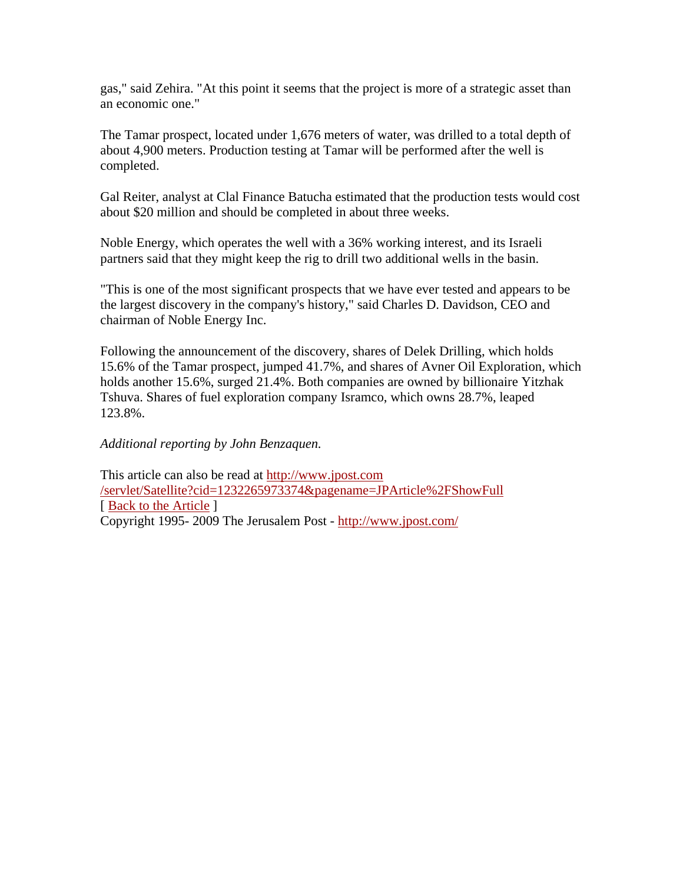gas," said Zehira. "At this point it seems that the project is more of a strategic asset than an economic one."

The Tamar prospect, located under 1,676 meters of water, was drilled to a total depth of about 4,900 meters. Production testing at Tamar will be performed after the well is completed.

Gal Reiter, analyst at Clal Finance Batucha estimated that the production tests would cost about $20 million and should be completed in about three weeks.

Noble Energy, which operates the well with a 36% working interest, and its Israeli partners said that they might keep the rig to drill two additional wells in the basin.

"This is one of the most significant prospects that we have ever tested and appears to be the largest discovery in the company's history," said Charles D. Davidson, CEO and chairman of Noble Energy Inc.

Following the announcement of the discovery, shares of Delek Drilling, which holds 15.6% of the Tamar prospect, jumped 41.7%, and shares of Avner Oil Exploration, which holds another 15.6%, surged 21.4%. Both companies are owned by billionaire Yitzhak Tshuva. Shares of fuel exploration company Isramco, which owns 28.7%, leaped 123.8%.

*Additional reporting by John Benzaquen.*

This article can also be read at http://www.jpost.com/servlet/Satellite?cid=1232265973374&pagename=JPArticle%2FShowFull
[ Back to the Article ]
Copyright 1995- 2009 The Jerusalem Post - http://www.jpost.com/